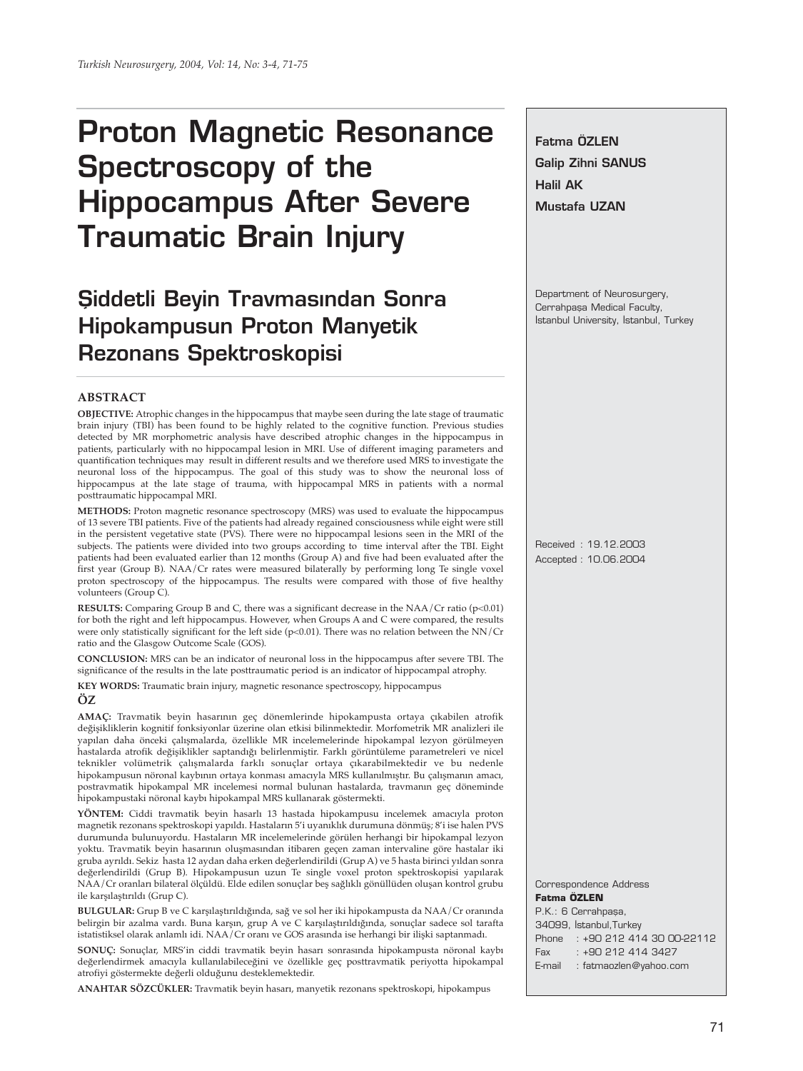# Proton Magnetic Resonance Spectroscopy of the Hippocampus After Severe Traumatic Brain Injury

## Şiddetli Beyin Travmasından Sonra Hipokampusun Proton Manyetik Rezonans Spektroskopisi

**Fatma ÖZLEN**
**Galip Zihni SANUS**
**Halil AK**
**Mustafa UZAN**

Department of Neurosurgery, Cerrahpaşa Medical Faculty, İstanbul University, İstanbul, Turkey

Received : 19.12.2003
Accepted : 10.06.2004

### ABSTRACT

**OBJECTIVE:** Atrophic changes in the hippocampus that maybe seen during the late stage of traumatic brain injury (TBI) has been found to be highly related to the cognitive function. Previous studies detected by MR morphometric analysis have described atrophic changes in the hippocampus in patients, particularly with no hippocampal lesion in MRI. Use of different imaging parameters and quantification techniques may result in different results and we therefore used MRS to investigate the neuronal loss of the hippocampus. The goal of this study was to show the neuronal loss of hippocampus at the late stage of trauma, with hippocampal MRS in patients with a normal posttraumatic hippocampal MRI.

**METHODS:** Proton magnetic resonance spectroscopy (MRS) was used to evaluate the hippocampus of 13 severe TBI patients. Five of the patients had already regained consciousness while eight were still in the persistent vegetative state (PVS). There were no hippocampal lesions seen in the MRI of the subjects. The patients were divided into two groups according to time interval after the TBI. Eight patients had been evaluated earlier than 12 months (Group A) and five had been evaluated after the first year (Group B). NAA/Cr rates were measured bilaterally by performing long Te single voxel proton spectroscopy of the hippocampus. The results were compared with those of five healthy volunteers (Group C).

**RESULTS:** Comparing Group B and C, there was a significant decrease in the NAA/Cr ratio ($p<0.01$) for both the right and left hippocampus. However, when Groups A and C were compared, the results were only statistically significant for the left side ($p<0.01$). There was no relation between the NN/Cr ratio and the Glasgow Outcome Scale (GOS).

**CONCLUSION:** MRS can be an indicator of neuronal loss in the hippocampus after severe TBI. The significance of the results in the late posttraumatic period is an indicator of hippocampal atrophy.

**KEY WORDS:** Traumatic brain injury, magnetic resonance spectroscopy, hippocampus

### ÖZ

**AMAÇ:** Travmatik beyin hasarının geç dönemlerinde hipokampusta ortaya çıkabilen atrofik değişikliklerin kognitif fonksiyonlar üzerine olan etkisi bilinmektedir. Morfometrik MR analizleri ile yapılan daha önceki çalışmalarda, özellikle MR incelemelerinde hipokampal lezyon görülmeyen hastalarda atrofik değişiklikler saptandığı belirlenmiştir. Farklı görüntüleme parametreleri ve nicel teknikler volümetrik çalışmalarda farklı sonuçlar ortaya çıkarabilmektedir ve bu nedenle hipokampusun nöronal kaybının ortaya konması amacıyla MRS kullanılmıştır. Bu çalışmanın amacı, postravmatik hipokampal MR incelemesi normal bulunan hastalarda, travmanın geç döneminde hipokampustaki nöronal kaybı hipokampal MRS kullanarak göstermekti.

**YÖNTEM:** Ciddi travmatik beyin hasarlı 13 hastada hipokampusu incelemek amacıyla proton magnetik rezonans spektroskopi yapıldı. Hastaların 5'i uyanıklık durumuna dönmüş; 8'i ise halen PVS durumunda bulunuyordu. Hastaların MR incelemelerinde görülen herhangi bir hipokampal lezyon yoktu. Travmatik beyin hasarının oluşmasından itibaren geçen zaman intervaline göre hastalar iki gruba ayrıldı. Sekiz hasta 12 aydan daha erken değerlendirildi (Grup A) ve 5 hasta birinci yıldan sonra değerlendirildi (Grup B). Hipokampusun uzun Te single voxel proton spektroskopisi yapılarak NAA/Cr oranları bilateral ölçüldü. Elde edilen sonuçlar beş sağlıklı gönüllüden oluşan kontrol grubu ile karşılaştırıldı (Grup C).

**BULGULAR:** Grup B ve C karşılaştırıldığında, sağ ve sol her iki hipokampusta da NAA/Cr oranında belirgin bir azalma vardı. Buna karşın, grup A ve C karşılaştırıldığında, sonuçlar sadece sol tarafta istatistiksel olarak anlamlı idi. NAA/Cr oranı ve GOS arasında ise herhangi bir ilişki saptanmadı.

**SONUÇ:** Sonuçlar, MRS'in ciddi travmatik beyin hasarı sonrasında hipokampusta nöronal kaybı değerlendirmek amacıyla kullanılabileceğini ve özellikle geç posttravmatik periyotta hipokampal atrofiyi göstermekte değerli olduğunu desteklemektedir.

**ANAHTAR SÖZCÜKLER:** Travmatik beyin hasarı, manyetik rezonans spektroskopi, hipokampus

Correspondence Address
**Fatma ÖZLEN**
P.K.: 6 Cerrahpaşa,
34099, İstanbul,Turkey
Phone : +90 212 414 30 00-22112
Fax : +90 212 414 3427
E-mail : fatmaozlen@yahoo.com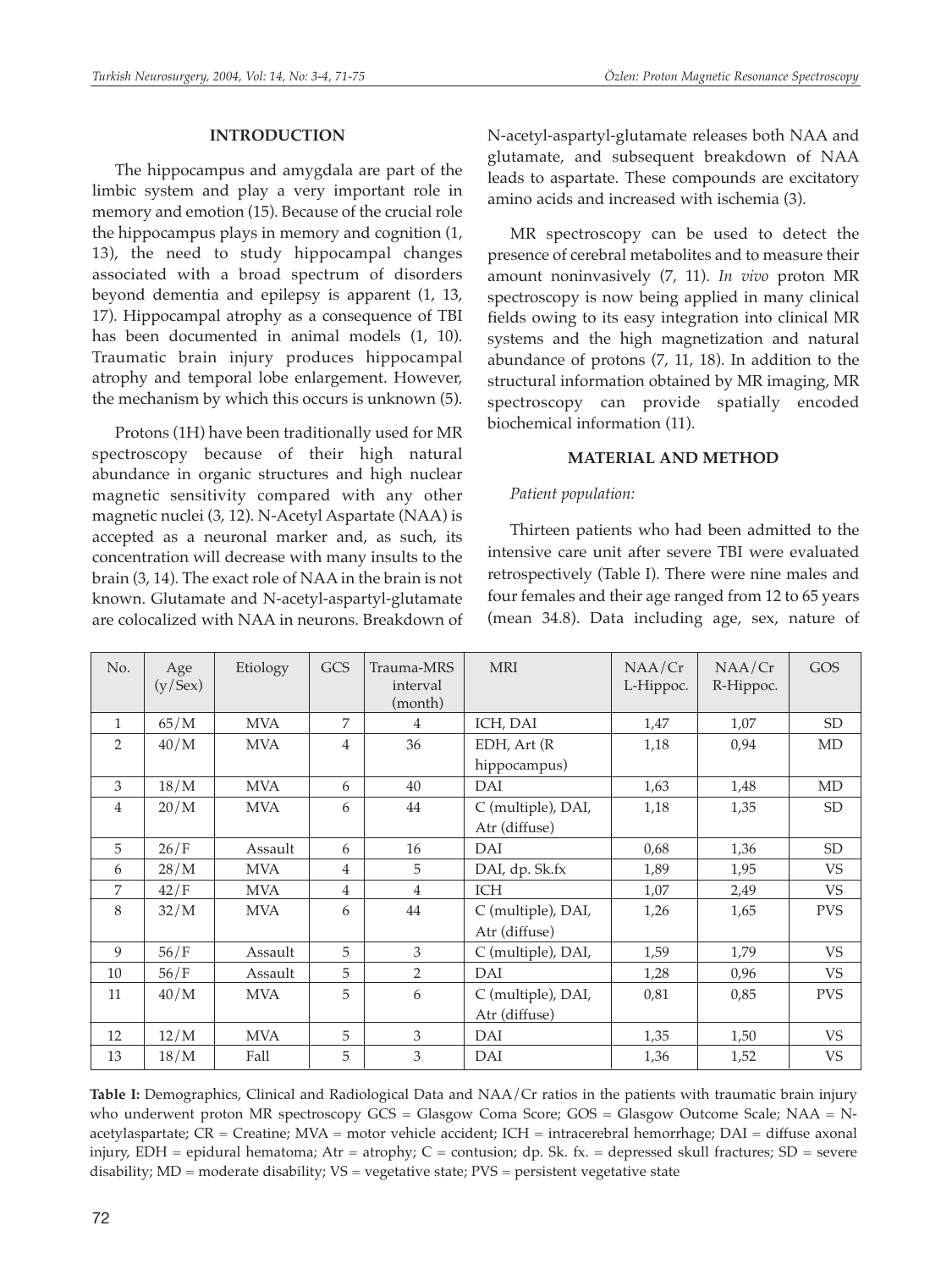## INTRODUCTION

The hippocampus and amygdala are part of the limbic system and play a very important role in memory and emotion (15). Because of the crucial role the hippocampus plays in memory and cognition (1, 13), the need to study hippocampal changes associated with a broad spectrum of disorders beyond dementia and epilepsy is apparent (1, 13, 17). Hippocampal atrophy as a consequence of TBI has been documented in animal models (1, 10). Traumatic brain injury produces hippocampal atrophy and temporal lobe enlargement. However, the mechanism by which this occurs is unknown (5).

Protons (1H) have been traditionally used for MR spectroscopy because of their high natural abundance in organic structures and high nuclear magnetic sensitivity compared with any other magnetic nuclei (3, 12). N-Acetyl Aspartate (NAA) is accepted as a neuronal marker and, as such, its concentration will decrease with many insults to the brain (3, 14). The exact role of NAA in the brain is not known. Glutamate and N-acetyl-aspartyl-glutamate are colocalized with NAA in neurons. Breakdown of N-acetyl-aspartyl-glutamate releases both NAA and glutamate, and subsequent breakdown of NAA leads to aspartate. These compounds are excitatory amino acids and increased with ischemia (3).

MR spectroscopy can be used to detect the presence of cerebral metabolites and to measure their amount noninvasively (7, 11). *In vivo* proton MR spectroscopy is now being applied in many clinical fields owing to its easy integration into clinical MR systems and the high magnetization and natural abundance of protons (7, 11, 18). In addition to the structural information obtained by MR imaging, MR spectroscopy can provide spatially encoded biochemical information (11).

## MATERIAL AND METHOD

*Patient population:*

Thirteen patients who had been admitted to the intensive care unit after severe TBI were evaluated retrospectively (Table I). There were nine males and four females and their age ranged from 12 to 65 years (mean 34.8). Data including age, sex, nature of

| No. | Age (y/Sex) | Etiology | GCS | Trauma-MRS interval (month) | MRI | NAA/Cr L-Hippoc. | NAA/Cr R-Hippoc. | GOS |
|---|---|---|---|---|---|---|---|---|
| 1 | 65/M | MVA | 7 | 4 | ICH, DAI | 1,47 | 1,07 | SD |
| 2 | 40/M | MVA | 4 | 36 | EDH, Art (R hippocampus) | 1,18 | 0,94 | MD |
| 3 | 18/M | MVA | 6 | 40 | DAI | 1,63 | 1,48 | MD |
| 4 | 20/M | MVA | 6 | 44 | C (multiple), DAI, Atr (diffuse) | 1,18 | 1,35 | SD |
| 5 | 26/F | Assault | 6 | 16 | DAI | 0,68 | 1,36 | SD |
| 6 | 28/M | MVA | 4 | 5 | DAI, dp. Sk.fx | 1,89 | 1,95 | VS |
| 7 | 42/F | MVA | 4 | 4 | ICH | 1,07 | 2,49 | VS |
| 8 | 32/M | MVA | 6 | 44 | C (multiple), DAI, Atr (diffuse) | 1,26 | 1,65 | PVS |
| 9 | 56/F | Assault | 5 | 3 | C (multiple), DAI, | 1,59 | 1,79 | VS |
| 10 | 56/F | Assault | 5 | 2 | DAI | 1,28 | 0,96 | VS |
| 11 | 40/M | MVA | 5 | 6 | C (multiple), DAI, Atr (diffuse) | 0,81 | 0,85 | PVS |
| 12 | 12/M | MVA | 5 | 3 | DAI | 1,35 | 1,50 | VS |
| 13 | 18/M | Fall | 5 | 3 | DAI | 1,36 | 1,52 | VS |

**Table I:** Demographics, Clinical and Radiological Data and NAA/Cr ratios in the patients with traumatic brain injury who underwent proton MR spectroscopy GCS = Glasgow Coma Score; GOS = Glasgow Outcome Scale; NAA = N-acetylaspartate; CR = Creatine; MVA = motor vehicle accident; ICH = intracerebral hemorrhage; DAI = diffuse axonal injury, EDH = epidural hematoma; Atr = atrophy; C = contusion; dp. Sk. fx. = depressed skull fractures; SD = severe disability; MD = moderate disability; VS = vegetative state; PVS = persistent vegetative state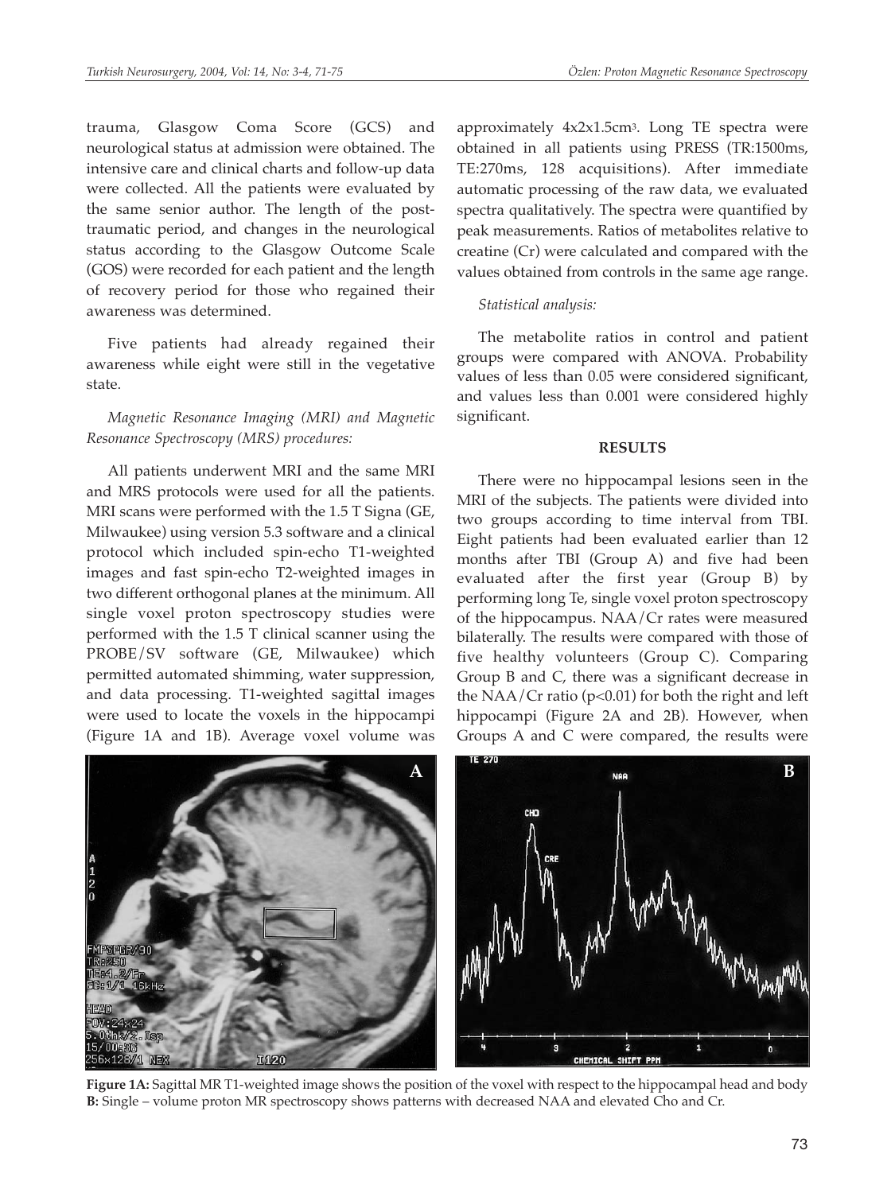trauma, Glasgow Coma Score (GCS) and neurological status at admission were obtained. The intensive care and clinical charts and follow-up data were collected. All the patients were evaluated by the same senior author. The length of the post-traumatic period, and changes in the neurological status according to the Glasgow Outcome Scale (GOS) were recorded for each patient and the length of recovery period for those who regained their awareness was determined.

Five patients had already regained their awareness while eight were still in the vegetative state.

*Magnetic Resonance Imaging (MRI) and Magnetic Resonance Spectroscopy (MRS) procedures:*

All patients underwent MRI and the same MRI and MRS protocols were used for all the patients. MRI scans were performed with the 1.5 T Signa (GE, Milwaukee) using version 5.3 software and a clinical protocol which included spin-echo T1-weighted images and fast spin-echo T2-weighted images in two different orthogonal planes at the minimum. All single voxel proton spectroscopy studies were performed with the 1.5 T clinical scanner using the PROBE/SV software (GE, Milwaukee) which permitted automated shimming, water suppression, and data processing. T1-weighted sagittal images were used to locate the voxels in the hippocampi (Figure 1A and 1B). Average voxel volume was approximately $4 \times 2 \times 1.5 cm^3$. Long TE spectra were obtained in all patients using PRESS (TR:1500ms, TE:270ms, 128 acquisitions). After immediate automatic processing of the raw data, we evaluated spectra qualitatively. The spectra were quantified by peak measurements. Ratios of metabolites relative to creatine (Cr) were calculated and compared with the values obtained from controls in the same age range.

*Statistical analysis:*

The metabolite ratios in control and patient groups were compared with ANOVA. Probability values of less than 0.05 were considered significant, and values less than 0.001 were considered highly significant.

## RESULTS

There were no hippocampal lesions seen in the MRI of the subjects. The patients were divided into two groups according to time interval from TBI. Eight patients had been evaluated earlier than 12 months after TBI (Group A) and five had been evaluated after the first year (Group B) by performing long Te, single voxel proton spectroscopy of the hippocampus. NAA/Cr rates were measured bilaterally. The results were compared with those of five healthy volunteers (Group C). Comparing Group B and C, there was a significant decrease in the NAA/Cr ratio ($p<0.01$) for both the right and left hippocampi (Figure 2A and 2B). However, when Groups A and C were compared, the results were

**Figure 1A:** Sagittal MR T1-weighted image shows the position of the voxel with respect to the hippocampal head and body **B:** Single – volume proton MR spectroscopy shows patterns with decreased NAA and elevated Cho and Cr.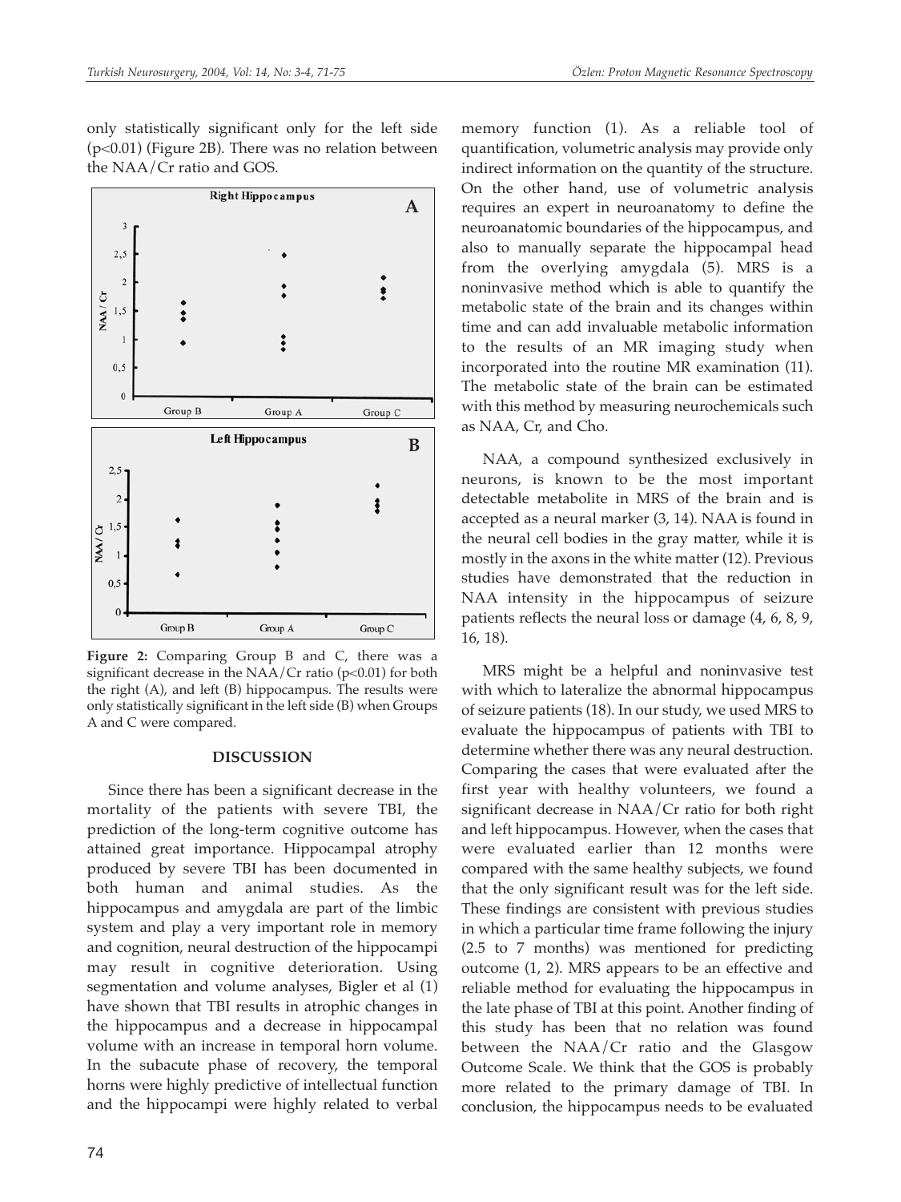only statistically significant only for the left side ($p<0.01$) (Figure 2B). There was no relation between the NAA/Cr ratio and GOS.

**Figure 2:** Comparing Group B and C, there was a significant decrease in the NAA/Cr ratio ($p<0.01$) for both the right (A), and left (B) hippocampus. The results were only statistically significant in the left side (B) when Groups A and C were compared.

## DISCUSSION

Since there has been a significant decrease in the mortality of the patients with severe TBI, the prediction of the long-term cognitive outcome has attained great importance. Hippocampal atrophy produced by severe TBI has been documented in both human and animal studies. As the hippocampus and amygdala are part of the limbic system and play a very important role in memory and cognition, neural destruction of the hippocampi may result in cognitive deterioration. Using segmentation and volume analyses, Bigler et al (1) have shown that TBI results in atrophic changes in the hippocampus and a decrease in hippocampal volume with an increase in temporal horn volume. In the subacute phase of recovery, the temporal horns were highly predictive of intellectual function and the hippocampi were highly related to verbal memory function (1). As a reliable tool of quantification, volumetric analysis may provide only indirect information on the quantity of the structure. On the other hand, use of volumetric analysis requires an expert in neuroanatomy to define the neuroanatomic boundaries of the hippocampus, and also to manually separate the hippocampal head from the overlying amygdala (5). MRS is a noninvasive method which is able to quantify the metabolic state of the brain and its changes within time and can add invaluable metabolic information to the results of an MR imaging study when incorporated into the routine MR examination (11). The metabolic state of the brain can be estimated with this method by measuring neurochemicals such as NAA, Cr, and Cho.

NAA, a compound synthesized exclusively in neurons, is known to be the most important detectable metabolite in MRS of the brain and is accepted as a neural marker (3, 14). NAA is found in the neural cell bodies in the gray matter, while it is mostly in the axons in the white matter (12). Previous studies have demonstrated that the reduction in NAA intensity in the hippocampus of seizure patients reflects the neural loss or damage (4, 6, 8, 9, 16, 18).

MRS might be a helpful and noninvasive test with which to lateralize the abnormal hippocampus of seizure patients (18). In our study, we used MRS to evaluate the hippocampus of patients with TBI to determine whether there was any neural destruction. Comparing the cases that were evaluated after the first year with healthy volunteers, we found a significant decrease in NAA/Cr ratio for both right and left hippocampus. However, when the cases that were evaluated earlier than 12 months were compared with the same healthy subjects, we found that the only significant result was for the left side. These findings are consistent with previous studies in which a particular time frame following the injury (2.5 to 7 months) was mentioned for predicting outcome (1, 2). MRS appears to be an effective and reliable method for evaluating the hippocampus in the late phase of TBI at this point. Another finding of this study has been that no relation was found between the NAA/Cr ratio and the Glasgow Outcome Scale. We think that the GOS is probably more related to the primary damage of TBI. In conclusion, the hippocampus needs to be evaluated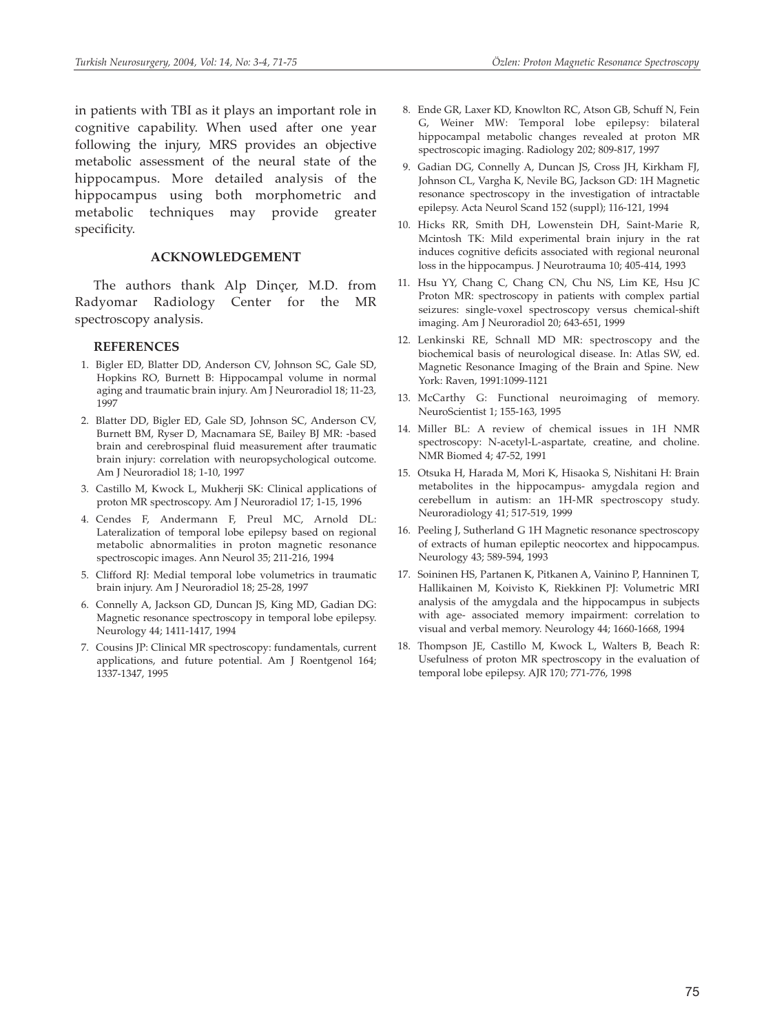in patients with TBI as it plays an important role in cognitive capability. When used after one year following the injury, MRS provides an objective metabolic assessment of the neural state of the hippocampus. More detailed analysis of the hippocampus using both morphometric and metabolic techniques may provide greater specificity.

## ACKNOWLEDGEMENT

The authors thank Alp Dinçer, M.D. from Radyomar Radiology Center for the MR spectroscopy analysis.

## REFERENCES

1. Bigler ED, Blatter DD, Anderson CV, Johnson SC, Gale SD, Hopkins RO, Burnett B: Hippocampal volume in normal aging and traumatic brain injury. Am J Neuroradiol 18; 11-23, 1997
2. Blatter DD, Bigler ED, Gale SD, Johnson SC, Anderson CV, Burnett BM, Ryser D, Macnamara SE, Bailey BJ MR: -based brain and cerebrospinal fluid measurement after traumatic brain injury: correlation with neuropsychological outcome. Am J Neuroradiol 18; 1-10, 1997
3. Castillo M, Kwock L, Mukherji SK: Clinical applications of proton MR spectroscopy. Am J Neuroradiol 17; 1-15, 1996
4. Cendes F, Andermann F, Preul MC, Arnold DL: Lateralization of temporal lobe epilepsy based on regional metabolic abnormalities in proton magnetic resonance spectroscopic images. Ann Neurol 35; 211-216, 1994
5. Clifford RJ: Medial temporal lobe volumetrics in traumatic brain injury. Am J Neuroradiol 18; 25-28, 1997
6. Connelly A, Jackson GD, Duncan JS, King MD, Gadian DG: Magnetic resonance spectroscopy in temporal lobe epilepsy. Neurology 44; 1411-1417, 1994
7. Cousins JP: Clinical MR spectroscopy: fundamentals, current applications, and future potential. Am J Roentgenol 164; 1337-1347, 1995
8. Ende GR, Laxer KD, Knowlton RC, Atson GB, Schuff N, Fein G, Weiner MW: Temporal lobe epilepsy: bilateral hippocampal metabolic changes revealed at proton MR spectroscopic imaging. Radiology 202; 809-817, 1997
9. Gadian DG, Connelly A, Duncan JS, Cross JH, Kirkham FJ, Johnson CL, Vargha K, Nevile BG, Jackson GD: 1H Magnetic resonance spectroscopy in the investigation of intractable epilepsy. Acta Neurol Scand 152 (suppl); 116-121, 1994
10. Hicks RR, Smith DH, Lowenstein DH, Saint-Marie R, Mcintosh TK: Mild experimental brain injury in the rat induces cognitive deficits associated with regional neuronal loss in the hippocampus. J Neurotrauma 10; 405-414, 1993
11. Hsu YY, Chang C, Chang CN, Chu NS, Lim KE, Hsu JC Proton MR: spectroscopy in patients with complex partial seizures: single-voxel spectroscopy versus chemical-shift imaging. Am J Neuroradiol 20; 643-651, 1999
12. Lenkinski RE, Schnall MD MR: spectroscopy and the biochemical basis of neurological disease. In: Atlas SW, ed. Magnetic Resonance Imaging of the Brain and Spine. New York: Raven, 1991:1099-1121
13. McCarthy G: Functional neuroimaging of memory. NeuroScientist 1; 155-163, 1995
14. Miller BL: A review of chemical issues in 1H NMR spectroscopy: N-acetyl-L-aspartate, creatine, and choline. NMR Biomed 4; 47-52, 1991
15. Otsuka H, Harada M, Mori K, Hisaoka S, Nishitani H: Brain metabolites in the hippocampus- amygdala region and cerebellum in autism: an 1H-MR spectroscopy study. Neuroradiology 41; 517-519, 1999
16. Peeling J, Sutherland G 1H Magnetic resonance spectroscopy of extracts of human epileptic neocortex and hippocampus. Neurology 43; 589-594, 1993
17. Soininen HS, Partanen K, Pitkanen A, Vainino P, Hanninen T, Hallikainen M, Koivisto K, Riekkinen PJ: Volumetric MRI analysis of the amygdala and the hippocampus in subjects with age- associated memory impairment: correlation to visual and verbal memory. Neurology 44; 1660-1668, 1994
18. Thompson JE, Castillo M, Kwock L, Walters B, Beach R: Usefulness of proton MR spectroscopy in the evaluation of temporal lobe epilepsy. AJR 170; 771-776, 1998